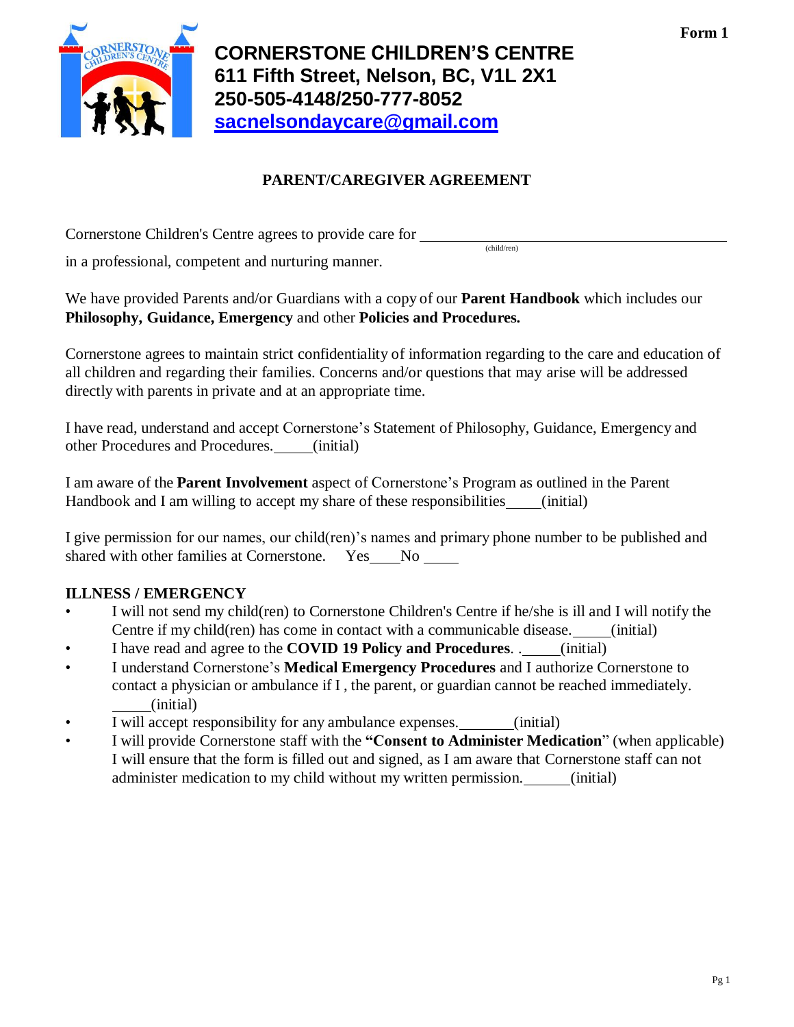Form 1

# CORNERSTONE CHILDREN'S CENTRE
**611 Fifth Street, Nelson, BC, V1L 2X1**
**250-505-4148/250-777-8052**
**sacnelsondaycare@gmail.com**

## PARENT/CAREGIVER AGREEMENT

Cornerstone Children's Centre agrees to provide care for ________________________________________
(child/ren)
in a professional, competent and nurturing manner.

We have provided Parents and/or Guardians with a copy of our **Parent Handbook** which includes our **Philosophy, Guidance, Emergency** and other **Policies and Procedures.**

Cornerstone agrees to maintain strict confidentiality of information regarding to the care and education of all children and regarding their families. Concerns and/or questions that may arise will be addressed directly with parents in private and at an appropriate time.

I have read, understand and accept Cornerstone's Statement of Philosophy, Guidance, Emergency and other Procedures and Procedures._____(initial)

I am aware of the **Parent Involvement** aspect of Cornerstone's Program as outlined in the Parent Handbook and I am willing to accept my share of these responsibilities_____(initial)

I give permission for our names, our child(ren)'s names and primary phone number to be published and shared with other families at Cornerstone. Yes____No _____

**ILLNESS / EMERGENCY**

- I will not send my child(ren) to Cornerstone Children's Centre if he/she is ill and I will notify the Centre if my child(ren) has come in contact with a communicable disease._____(initial)
- I have read and agree to the **COVID 19 Policy and Procedures**. ._____(initial)
- I understand Cornerstone's **Medical Emergency Procedures** and I authorize Cornerstone to contact a physician or ambulance if I , the parent, or guardian cannot be reached immediately. _____(initial)
- I will accept responsibility for any ambulance expenses._______(initial)
- I will provide Cornerstone staff with the **"Consent to Administer Medication**" (when applicable) I will ensure that the form is filled out and signed, as I am aware that Cornerstone staff can not administer medication to my child without my written permission.______(initial)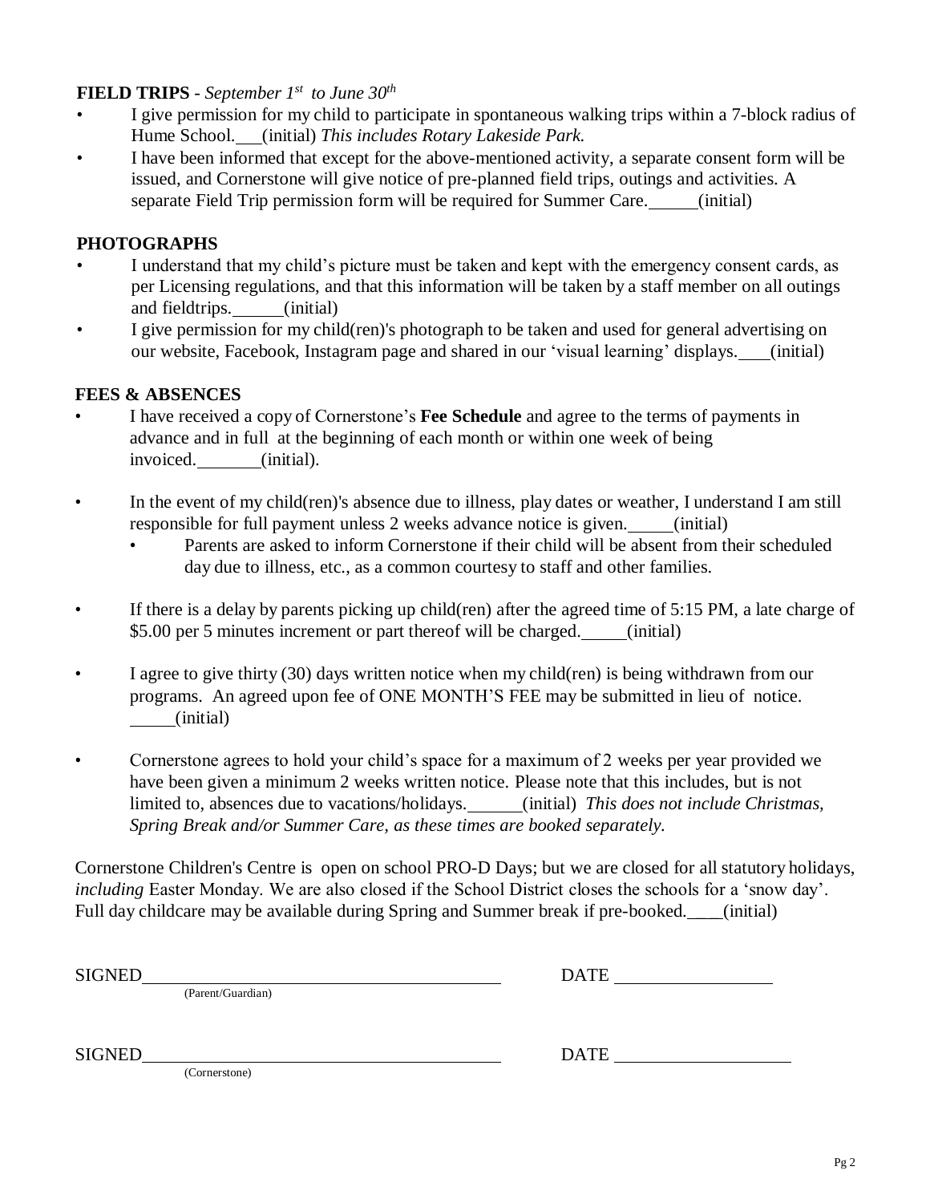**FIELD TRIPS** - *September 1st to June 30th*

- I give permission for my child to participate in spontaneous walking trips within a 7-block radius of Hume School.\_\_\_(initial) *This includes Rotary Lakeside Park.*
- I have been informed that except for the above-mentioned activity, a separate consent form will be issued, and Cornerstone will give notice of pre-planned field trips, outings and activities. A separate Field Trip permission form will be required for Summer Care.\_\_\_\_\_(initial)

**PHOTOGRAPHS**

- I understand that my child's picture must be taken and kept with the emergency consent cards, as per Licensing regulations, and that this information will be taken by a staff member on all outings and fieldtrips.\_\_\_\_\_(initial)
- I give permission for my child(ren)'s photograph to be taken and used for general advertising on our website, Facebook, Instagram page and shared in our 'visual learning' displays.\_\_\_(initial)

**FEES & ABSENCES**

- I have received a copy of Cornerstone's **Fee Schedule** and agree to the terms of payments in advance and in full at the beginning of each month or within one week of being invoiced.\_\_\_\_\_\_\_(initial).
- In the event of my child(ren)'s absence due to illness, play dates or weather, I understand I am still responsible for full payment unless 2 weeks advance notice is given.\_\_\_\_\_(initial)
  - Parents are asked to inform Cornerstone if their child will be absent from their scheduled day due to illness, etc., as a common courtesy to staff and other families.
- If there is a delay by parents picking up child(ren) after the agreed time of 5:15 PM, a late charge of $5.00 per 5 minutes increment or part thereof will be charged.\_\_\_\_\_(initial)
- I agree to give thirty (30) days written notice when my child(ren) is being withdrawn from our programs. An agreed upon fee of ONE MONTH'S FEE may be submitted in lieu of notice. \_\_\_\_\_(initial)
- Cornerstone agrees to hold your child's space for a maximum of 2 weeks per year provided we have been given a minimum 2 weeks written notice. Please note that this includes, but is not limited to, absences due to vacations/holidays.\_\_\_\_\_\_(initial) *This does not include Christmas, Spring Break and/or Summer Care, as these times are booked separately.*

Cornerstone Children's Centre is open on school PRO-D Days; but we are closed for all statutory holidays, *including* Easter Monday. We are also closed if the School District closes the schools for a 'snow day'. Full day childcare may be available during Spring and Summer break if pre-booked.\_\_\_\_(initial)

SIGNED\_\_\_\_\_\_\_\_\_\_\_\_\_\_\_\_\_\_\_\_\_\_\_\_\_\_\_\_\_\_\_\_\_\_\_\_\_\_\_\_ DATE \_\_\_\_\_\_\_\_\_\_\_\_\_\_\_\_\_\_
(Parent/Guardian)

SIGNED\_\_\_\_\_\_\_\_\_\_\_\_\_\_\_\_\_\_\_\_\_\_\_\_\_\_\_\_\_\_\_\_\_\_\_\_\_\_\_\_ DATE \_\_\_\_\_\_\_\_\_\_\_\_\_\_\_\_\_\_\_\_
(Cornerstone)